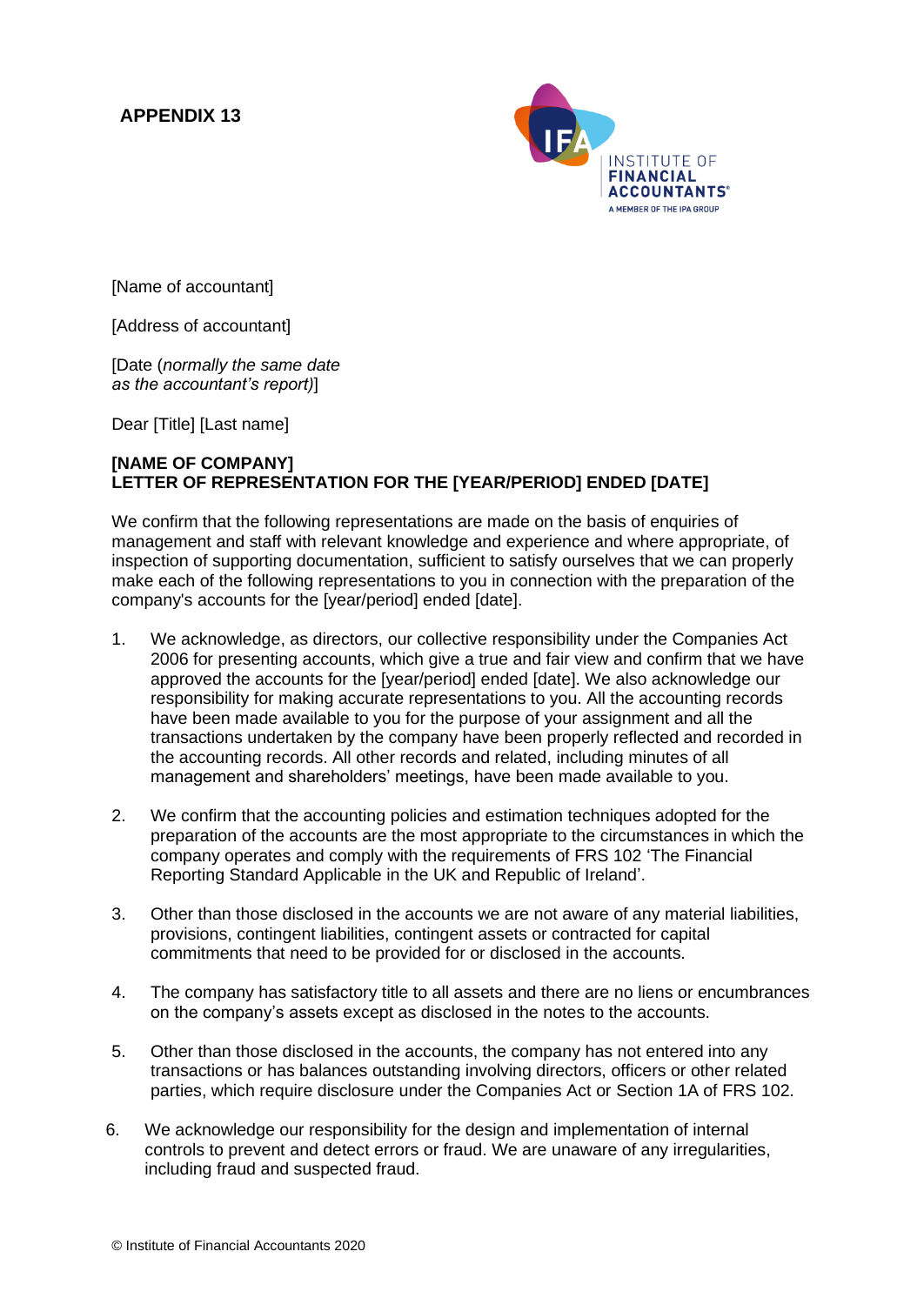# APPENDIX 13

INSTITUTE OF FINANCIAL ACCOUNTANTS®
A MEMBER OF THE IPA GROUP

[Name of accountant]

[Address of accountant]

[Date (*normally the same date as the accountant's report)*]

Dear [Title] [Last name]

**[NAME OF COMPANY]**
**LETTER OF REPRESENTATION FOR THE [YEAR/PERIOD] ENDED [DATE]**

We confirm that the following representations are made on the basis of enquiries of management and staff with relevant knowledge and experience and where appropriate, of inspection of supporting documentation, sufficient to satisfy ourselves that we can properly make each of the following representations to you in connection with the preparation of the company's accounts for the [year/period] ended [date].

1. We acknowledge, as directors, our collective responsibility under the Companies Act 2006 for presenting accounts, which give a true and fair view and confirm that we have approved the accounts for the [year/period] ended [date]. We also acknowledge our responsibility for making accurate representations to you. All the accounting records have been made available to you for the purpose of your assignment and all the transactions undertaken by the company have been properly reflected and recorded in the accounting records. All other records and related, including minutes of all management and shareholders' meetings, have been made available to you.

2. We confirm that the accounting policies and estimation techniques adopted for the preparation of the accounts are the most appropriate to the circumstances in which the company operates and comply with the requirements of FRS 102 'The Financial Reporting Standard Applicable in the UK and Republic of Ireland'.

3. Other than those disclosed in the accounts we are not aware of any material liabilities, provisions, contingent liabilities, contingent assets or contracted for capital commitments that need to be provided for or disclosed in the accounts.

4. The company has satisfactory title to all assets and there are no liens or encumbrances on the company's assets except as disclosed in the notes to the accounts.

5. Other than those disclosed in the accounts, the company has not entered into any transactions or has balances outstanding involving directors, officers or other related parties, which require disclosure under the Companies Act or Section 1A of FRS 102.

6. We acknowledge our responsibility for the design and implementation of internal controls to prevent and detect errors or fraud. We are unaware of any irregularities, including fraud and suspected fraud.

© Institute of Financial Accountants 2020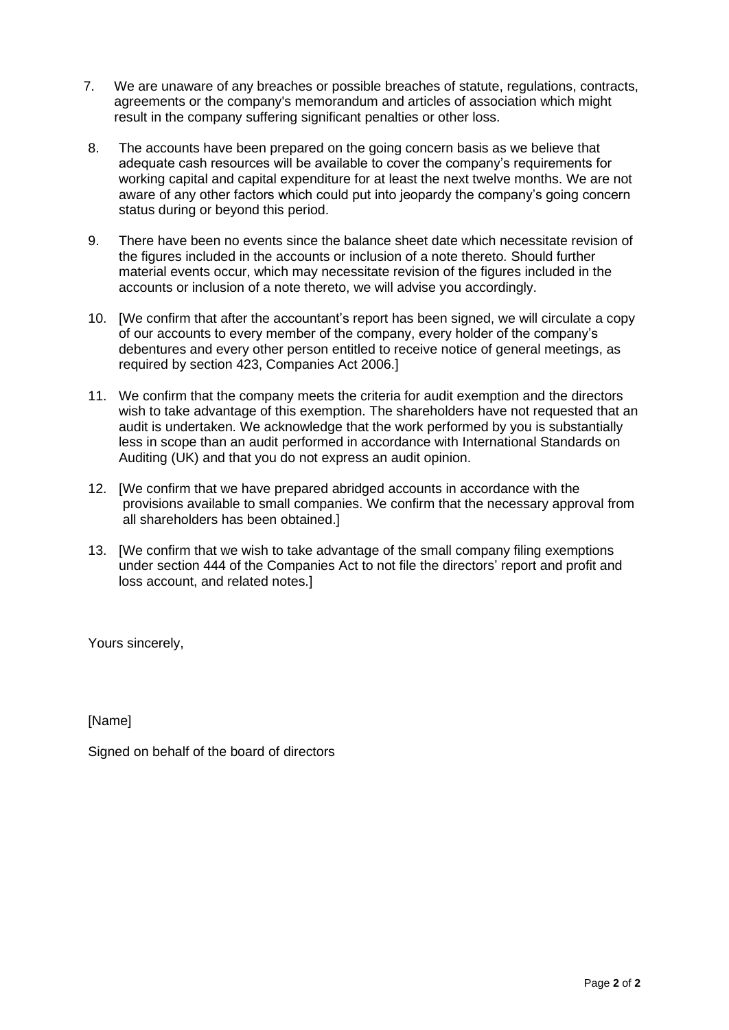7. We are unaware of any breaches or possible breaches of statute, regulations, contracts, agreements or the company's memorandum and articles of association which might result in the company suffering significant penalties or other loss.

8. The accounts have been prepared on the going concern basis as we believe that adequate cash resources will be available to cover the company's requirements for working capital and capital expenditure for at least the next twelve months. We are not aware of any other factors which could put into jeopardy the company's going concern status during or beyond this period.

9. There have been no events since the balance sheet date which necessitate revision of the figures included in the accounts or inclusion of a note thereto. Should further material events occur, which may necessitate revision of the figures included in the accounts or inclusion of a note thereto, we will advise you accordingly.

10. [We confirm that after the accountant's report has been signed, we will circulate a copy of our accounts to every member of the company, every holder of the company's debentures and every other person entitled to receive notice of general meetings, as required by section 423, Companies Act 2006.]

11. We confirm that the company meets the criteria for audit exemption and the directors wish to take advantage of this exemption. The shareholders have not requested that an audit is undertaken. We acknowledge that the work performed by you is substantially less in scope than an audit performed in accordance with International Standards on Auditing (UK) and that you do not express an audit opinion.

12. [We confirm that we have prepared abridged accounts in accordance with the provisions available to small companies. We confirm that the necessary approval from all shareholders has been obtained.]

13. [We confirm that we wish to take advantage of the small company filing exemptions under section 444 of the Companies Act to not file the directors' report and profit and loss account, and related notes.]

Yours sincerely,

[Name]

Signed on behalf of the board of directors